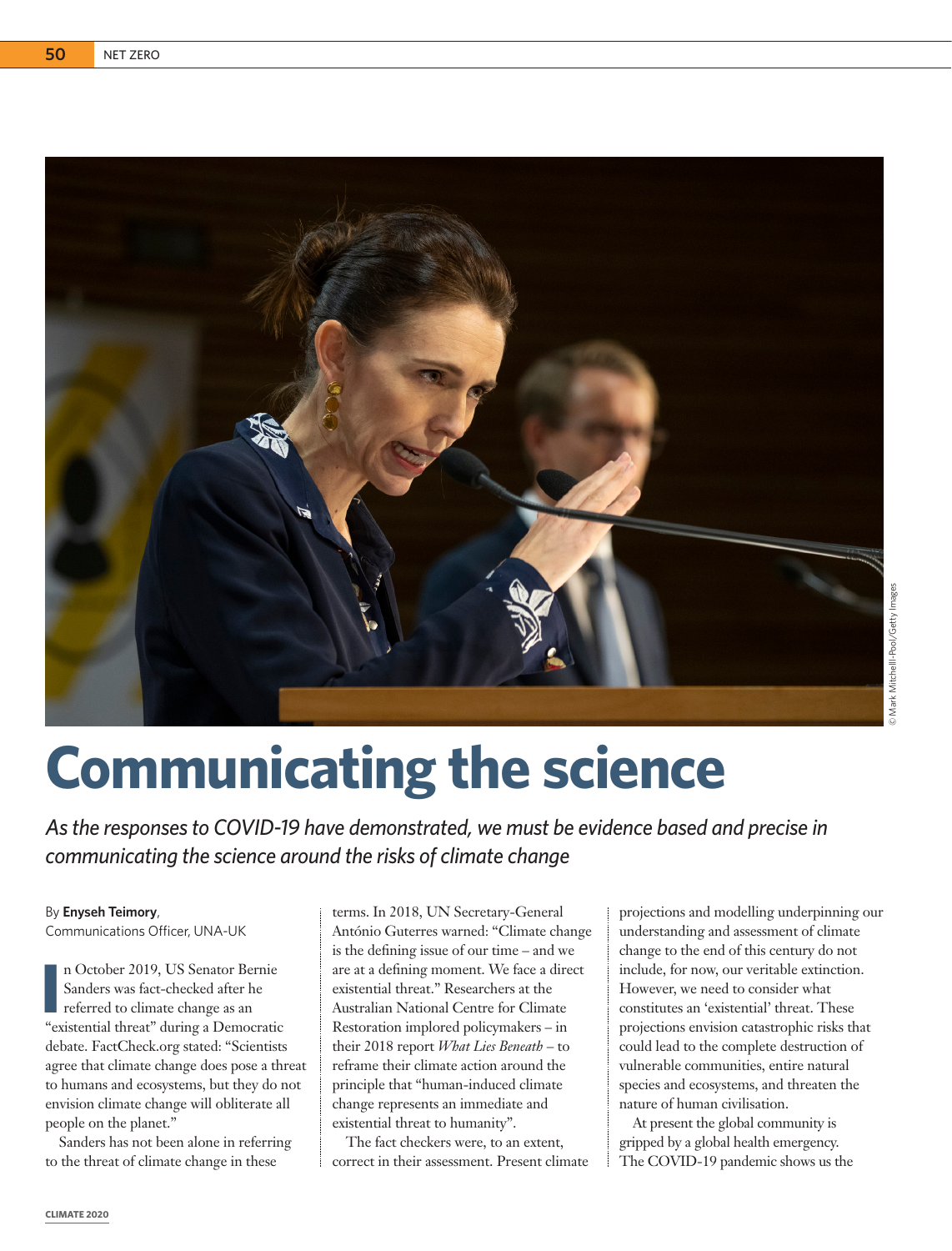# Communicating the science

*As the responses to COVID-19 have demonstrated, we must be evidence based and precise in communicating the science around the risks of climate change*

By **Enyseh Teimory**, Communications Officer, UNA-UK

In October 2019, US Senator Bernie Sanders was fact-checked after he referred to climate change as an "existential threat" during a Democratic debate. FactCheck.org stated: "Scientists agree that climate change does pose a threat to humans and ecosystems, but they do not envision climate change will obliterate all people on the planet."

Sanders has not been alone in referring to the threat of climate change in these terms. In 2018, UN Secretary-General António Guterres warned: "Climate change is the defining issue of our time – and we are at a defining moment. We face a direct existential threat." Researchers at the Australian National Centre for Climate Restoration implored policymakers – in their 2018 report *What Lies Beneath* – to reframe their climate action around the principle that "human-induced climate change represents an immediate and existential threat to humanity".

The fact checkers were, to an extent, correct in their assessment. Present climate projections and modelling underpinning our understanding and assessment of climate change to the end of this century do not include, for now, our veritable extinction. However, we need to consider what constitutes an 'existential' threat. These projections envision catastrophic risks that could lead to the complete destruction of vulnerable communities, entire natural species and ecosystems, and threaten the nature of human civilisation.

At present the global community is gripped by a global health emergency. The COVID-19 pandemic shows us the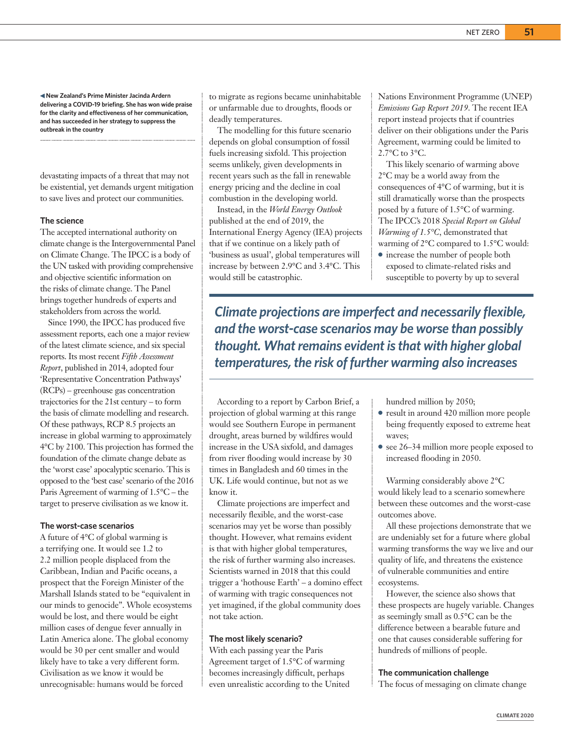◀ **New Zealand's Prime Minister Jacinda Ardern delivering a COVID-19 briefing. She has won wide praise for the clarity and effectiveness of her communication, and has succeeded in her strategy to suppress the outbreak in the country**

devastating impacts of a threat that may not be existential, yet demands urgent mitigation to save lives and protect our communities.

### The science

The accepted international authority on climate change is the Intergovernmental Panel on Climate Change. The IPCC is a body of the UN tasked with providing comprehensive and objective scientific information on the risks of climate change. The Panel brings together hundreds of experts and stakeholders from across the world.

Since 1990, the IPCC has produced five assessment reports, each one a major review of the latest climate science, and six special reports. Its most recent *Fifth Assessment Report*, published in 2014, adopted four 'Representative Concentration Pathways' (RCPs) – greenhouse gas concentration trajectories for the 21st century – to form the basis of climate modelling and research. Of these pathways, RCP 8.5 projects an increase in global warming to approximately 4°C by 2100. This projection has formed the foundation of the climate change debate as the 'worst case' apocalyptic scenario. This is opposed to the 'best case' scenario of the 2016 Paris Agreement of warming of 1.5°C – the target to preserve civilisation as we know it.

### The worst-case scenarios

A future of 4°C of global warming is a terrifying one. It would see 1.2 to 2.2 million people displaced from the Caribbean, Indian and Pacific oceans, a prospect that the Foreign Minister of the Marshall Islands stated to be "equivalent in our minds to genocide". Whole ecosystems would be lost, and there would be eight million cases of dengue fever annually in Latin America alone. The global economy would be 30 per cent smaller and would likely have to take a very different form. Civilisation as we know it would be unrecognisable: humans would be forced to migrate as regions became uninhabitable or unfarmable due to droughts, floods or deadly temperatures.

The modelling for this future scenario depends on global consumption of fossil fuels increasing sixfold. This projection seems unlikely, given developments in recent years such as the fall in renewable energy pricing and the decline in coal combustion in the developing world.

Instead, in the *World Energy Outlook* published at the end of 2019, the International Energy Agency (IEA) projects that if we continue on a likely path of 'business as usual', global temperatures will increase by between 2.9°C and 3.4°C. This would still be catastrophic.

According to a report by Carbon Brief, a projection of global warming at this range would see Southern Europe in permanent drought, areas burned by wildfires would increase in the USA sixfold, and damages from river flooding would increase by 30 times in Bangladesh and 60 times in the UK. Life would continue, but not as we know it.

Climate projections are imperfect and necessarily flexible, and the worst-case scenarios may yet be worse than possibly thought. However, what remains evident is that with higher global temperatures, the risk of further warming also increases. Scientists warned in 2018 that this could trigger a 'hothouse Earth' – a domino effect of warming with tragic consequences not yet imagined, if the global community does not take action.

> ***Climate projections are imperfect and necessarily flexible, and the worst-case scenarios may be worse than possibly thought. What remains evident is that with higher global temperatures, the risk of further warming also increases***

### The most likely scenario?

With each passing year the Paris Agreement target of 1.5°C of warming becomes increasingly difficult, perhaps even unrealistic according to the United Nations Environment Programme (UNEP) *Emissions Gap Report 2019*. The recent IEA report instead projects that if countries deliver on their obligations under the Paris Agreement, warming could be limited to 2.7°C to 3°C.

This likely scenario of warming above 2°C may be a world away from the consequences of 4°C of warming, but it is still dramatically worse than the prospects posed by a future of 1.5°C of warming. The IPCC's 2018 *Special Report on Global Warming of 1.5°C*, demonstrated that warming of 2°C compared to 1.5°C would:

- increase the number of people both exposed to climate-related risks and susceptible to poverty by up to several hundred million by 2050;
- result in around 420 million more people being frequently exposed to extreme heat waves;
- see 26–34 million more people exposed to increased flooding in 2050.

Warming considerably above 2°C would likely lead to a scenario somewhere between these outcomes and the worst-case outcomes above.

All these projections demonstrate that we are undeniably set for a future where global warming transforms the way we live and our quality of life, and threatens the existence of vulnerable communities and entire ecosystems.

However, the science also shows that these prospects are hugely variable. Changes as seemingly small as 0.5°C can be the difference between a bearable future and one that causes considerable suffering for hundreds of millions of people.

### The communication challenge

The focus of messaging on climate change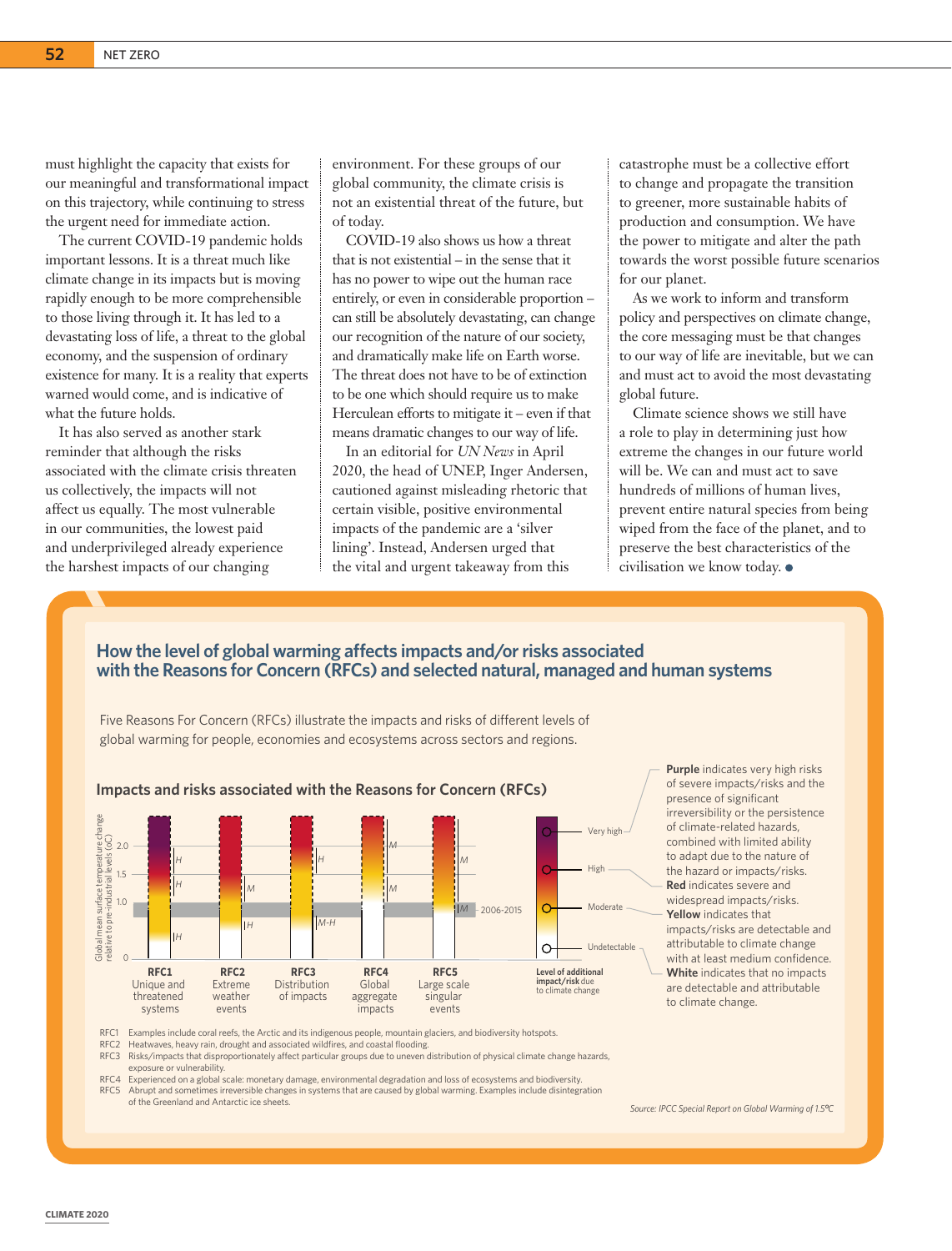must highlight the capacity that exists for our meaningful and transformational impact on this trajectory, while continuing to stress the urgent need for immediate action.

The current COVID-19 pandemic holds important lessons. It is a threat much like climate change in its impacts but is moving rapidly enough to be more comprehensible to those living through it. It has led to a devastating loss of life, a threat to the global economy, and the suspension of ordinary existence for many. It is a reality that experts warned would come, and is indicative of what the future holds.

It has also served as another stark reminder that although the risks associated with the climate crisis threaten us collectively, the impacts will not affect us equally. The most vulnerable in our communities, the lowest paid and underprivileged already experience the harshest impacts of our changing environment. For these groups of our global community, the climate crisis is not an existential threat of the future, but of today.

COVID-19 also shows us how a threat that is not existential – in the sense that it has no power to wipe out the human race entirely, or even in considerable proportion – can still be absolutely devastating, can change our recognition of the nature of our society, and dramatically make life on Earth worse. The threat does not have to be of extinction to be one which should require us to make Herculean efforts to mitigate it – even if that means dramatic changes to our way of life.

In an editorial for *UN News* in April 2020, the head of UNEP, Inger Andersen, cautioned against misleading rhetoric that certain visible, positive environmental impacts of the pandemic are a 'silver lining'. Instead, Andersen urged that the vital and urgent takeaway from this catastrophe must be a collective effort to change and propagate the transition to greener, more sustainable habits of production and consumption. We have the power to mitigate and alter the path towards the worst possible future scenarios for our planet.

As we work to inform and transform policy and perspectives on climate change, the core messaging must be that changes to our way of life are inevitable, but we can and must act to avoid the most devastating global future.

Climate science shows we still have a role to play in determining just how extreme the changes in our future world will be. We can and must act to save hundreds of millions of human lives, prevent entire natural species from being wiped from the face of the planet, and to preserve the best characteristics of the civilisation we know today. ●

## How the level of global warming affects impacts and/or risks associated with the Reasons for Concern (RFCs) and selected natural, managed and human systems

Five Reasons For Concern (RFCs) illustrate the impacts and risks of different levels of global warming for people, economies and ecosystems across sectors and regions.

### Impacts and risks associated with the Reasons for Concern (RFCs)

Global mean surface temperature change relative to pre-industrial levels (oC)

0
1.0
1.5
2.0

2006-2015

H H H
M H
H M-H
M M
M M

RFC1 Unique and threatened systems
RFC2 Extreme weather events
RFC3 Distribution of impacts
RFC4 Global aggregate impacts
RFC5 Large scale singular events

Level of additional impact/risk due to climate change

Very high
High
Moderate
Undetectable

**Purple** indicates very high risks of severe impacts/risks and the presence of significant irreversibility or the persistence of climate-related hazards, combined with limited ability to adapt due to the nature of the hazard or impacts/risks.
**Red** indicates severe and widespread impacts/risks.
**Yellow** indicates that impacts/risks are detectable and attributable to climate change with at least medium confidence.
**White** indicates that no impacts are detectable and attributable to climate change.

RFC1 Examples include coral reefs, the Arctic and its indigenous people, mountain glaciers, and biodiversity hotspots.
RFC2 Heatwaves, heavy rain, drought and associated wildfires, and coastal flooding.
RFC3 Risks/impacts that disproportionately affect particular groups due to uneven distribution of physical climate change hazards, exposure or vulnerability.
RFC4 Experienced on a global scale: monetary damage, environmental degradation and loss of ecosystems and biodiversity.
RFC5 Abrupt and sometimes irreversible changes in systems that are caused by global warming. Examples include disintegration of the Greenland and Antarctic ice sheets.

*Source: IPCC Special Report on Global Warming of 1.5ºC*